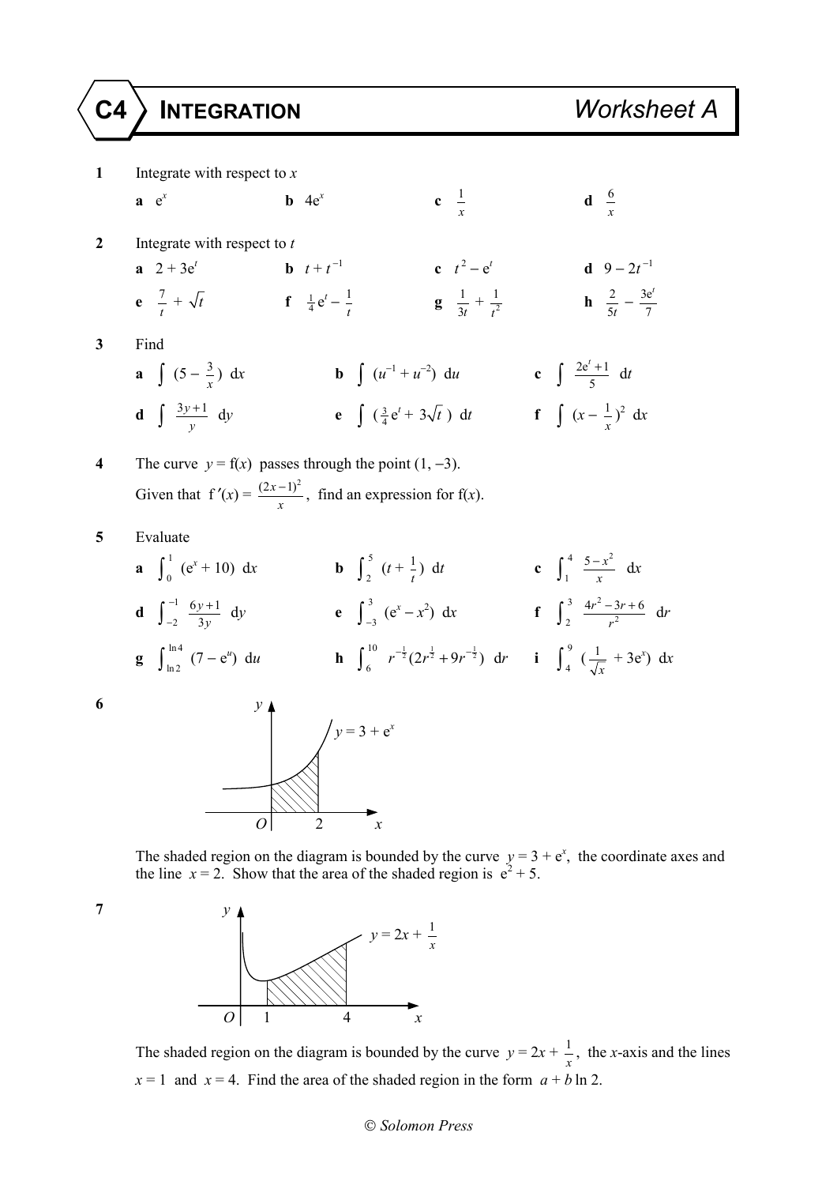# C4 INTEGRATION — Worksheet A

**1** Integrate with respect to $x$

**a** $e^x$ **b** $4e^x$ **c** $\frac{1}{x}$ **d** $\frac{6}{x}$

**2** Integrate with respect to $t$

**a** $2 + 3e^t$ **b** $t + t^{-1}$ **c** $t^2 - e^t$ **d** $9 - 2t^{-1}$

**e** $\frac{7}{t} + \sqrt{t}$ **f** $\frac{1}{4}e^t - \frac{1}{t}$ **g** $\frac{1}{3t} + \frac{1}{t^2}$ **h** $\frac{2}{5t} - \frac{3e^t}{7}$

**3** Find

**a** $\int (5 - \frac{3}{x})\ dx$ **b** $\int (u^{-1} + u^{-2})\ du$ **c** $\int \frac{2e^t + 1}{5}\ dt$

**d** $\int \frac{3y + 1}{y}\ dy$ **e** $\int (\frac{3}{4}e^t + 3\sqrt{t}\ )\ dt$ **f** $\int (x - \frac{1}{x})^2\ dx$

**4** The curve $y = f(x)$ passes through the point $(1, -3)$.

Given that $f'(x) = \frac{(2x-1)^2}{x}$, find an expression for $f(x)$.

**5** Evaluate

**a** $\int_0^1 (e^x + 10)\ dx$ **b** $\int_2^5 (t + \frac{1}{t})\ dt$ **c** $\int_1^4 \frac{5 - x^2}{x}\ dx$

**d** $\int_{-2}^{-1} \frac{6y+1}{3y}\ dy$ **e** $\int_{-3}^{3} (e^x - x^2)\ dx$ **f** $\int_2^3 \frac{4r^2 - 3r + 6}{r^2}\ dr$

**g** $\int_{\ln 2}^{\ln 4} (7 - e^u)\ du$ **h** $\int_6^{10} r^{-\frac{1}{2}}(2r^{\frac{1}{2}} + 9r^{-\frac{1}{2}})\ dr$ **i** $\int_4^9 (\frac{1}{\sqrt{x}} + 3e^x)\ dx$

**6**

The shaded region on the diagram is bounded by the curve $y = 3 + e^x$, the coordinate axes and the line $x = 2$. Show that the area of the shaded region is $e^2 + 5$.

**7**

The shaded region on the diagram is bounded by the curve $y = 2x + \frac{1}{x}$, the $x$-axis and the lines $x = 1$ and $x = 4$. Find the area of the shaded region in the form $a + b \ln 2$.

© Solomon Press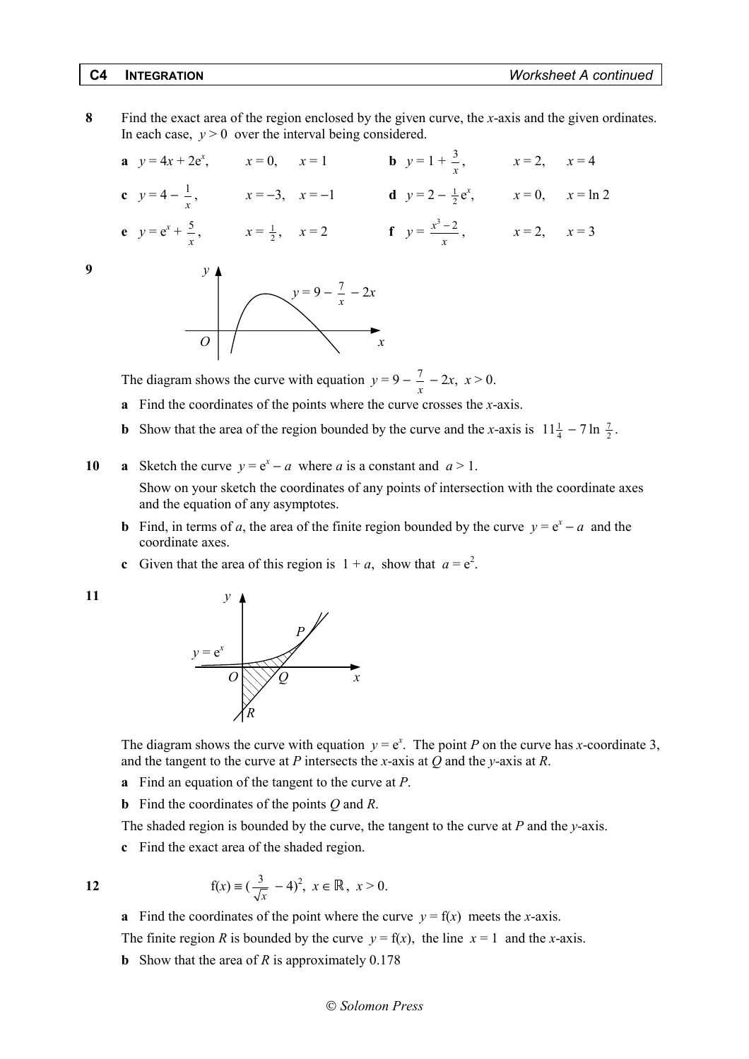**8** Find the exact area of the region enclosed by the given curve, the $x$-axis and the given ordinates. In each case, $y > 0$ over the interval being considered.

**a** $y = 4x + 2e^x$, $\quad x = 0,\quad x = 1$

**b** $y = 1 + \frac{3}{x}$, $\quad x = 2,\quad x = 4$

**c** $y = 4 - \frac{1}{x}$, $\quad x = -3,\quad x = -1$

**d** $y = 2 - \frac{1}{2}e^x$, $\quad x = 0,\quad x = \ln 2$

**e** $y = e^x + \frac{5}{x}$, $\quad x = \frac{1}{2},\quad x = 2$

**f** $y = \frac{x^3 - 2}{x}$, $\quad x = 2,\quad x = 3$

**9**

y

$y = 9 - \frac{7}{x} - 2x$

O

x

The diagram shows the curve with equation $y = 9 - \frac{7}{x} - 2x,\ x > 0$.

**a** Find the coordinates of the points where the curve crosses the $x$-axis.

**b** Show that the area of the region bounded by the curve and the $x$-axis is $11\frac{1}{4} - 7\ln\frac{7}{2}$.

**10** **a** Sketch the curve $y = e^x - a$ where $a$ is a constant and $a > 1$.

Show on your sketch the coordinates of any points of intersection with the coordinate axes and the equation of any asymptotes.

**b** Find, in terms of $a$, the area of the finite region bounded by the curve $y = e^x - a$ and the coordinate axes.

**c** Given that the area of this region is $1 + a$, show that $a = e^2$.

**11**

y

P

$y = e^x$

O

Q

x

R

The diagram shows the curve with equation $y = e^x$. The point $P$ on the curve has $x$-coordinate 3, and the tangent to the curve at $P$ intersects the $x$-axis at $Q$ and the $y$-axis at $R$.

**a** Find an equation of the tangent to the curve at $P$.

**b** Find the coordinates of the points $Q$ and $R$.

The shaded region is bounded by the curve, the tangent to the curve at $P$ and the $y$-axis.

**c** Find the exact area of the shaded region.

**12**
$$f(x) \equiv \left(\frac{3}{\sqrt{x}} - 4\right)^2,\ x \in \mathbb{R},\ x > 0.$$

**a** Find the coordinates of the point where the curve $y = f(x)$ meets the $x$-axis.

The finite region $R$ is bounded by the curve $y = f(x)$, the line $x = 1$ and the $x$-axis.

**b** Show that the area of $R$ is approximately 0.178